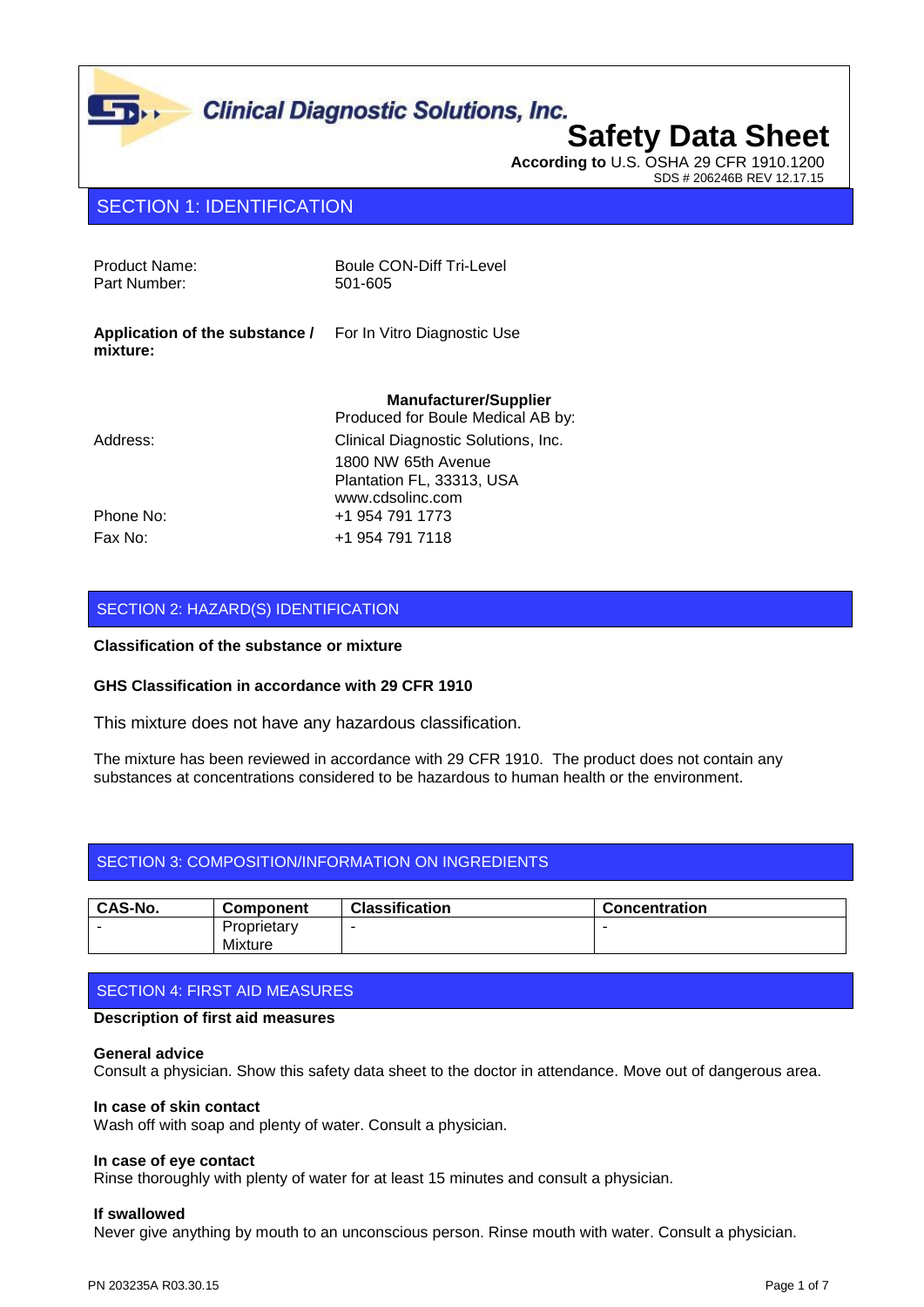Clinical Diagnostic Solutions, Inc.

# Safety Data Sheet

**According to** U.S. OSHA 29 CFR 1910.1200

SDS # 206246B REV 12.17.15

## SECTION 1: IDENTIFICATION

Product Name: Boule CON-Diff Tri-Level

Part Number: 501-605

**Application of the substance / mixture:** For In Vitro Diagnostic Use

**Manufacturer/Supplier**

Produced for Boule Medical AB by:

Address: Clinical Diagnostic Solutions, Inc.
1800 NW 65th Avenue
Plantation FL, 33313, USA
www.cdsolinc.com

Phone No: +1 954 791 1773

Fax No: +1 954 791 7118

## SECTION 2: HAZARD(S) IDENTIFICATION

**Classification of the substance or mixture**

**GHS Classification in accordance with 29 CFR 1910**

This mixture does not have any hazardous classification.

The mixture has been reviewed in accordance with 29 CFR 1910. The product does not contain any substances at concentrations considered to be hazardous to human health or the environment.

## SECTION 3: COMPOSITION/INFORMATION ON INGREDIENTS

| CAS-No. | Component | Classification | Concentration |
| --- | --- | --- | --- |
| - | Proprietary Mixture | - | - |

## SECTION 4: FIRST AID MEASURES

**Description of first aid measures**

**General advice**
Consult a physician. Show this safety data sheet to the doctor in attendance. Move out of dangerous area.

**In case of skin contact**
Wash off with soap and plenty of water. Consult a physician.

**In case of eye contact**
Rinse thoroughly with plenty of water for at least 15 minutes and consult a physician.

**If swallowed**
Never give anything by mouth to an unconscious person. Rinse mouth with water. Consult a physician.

PN 203235A R03.30.15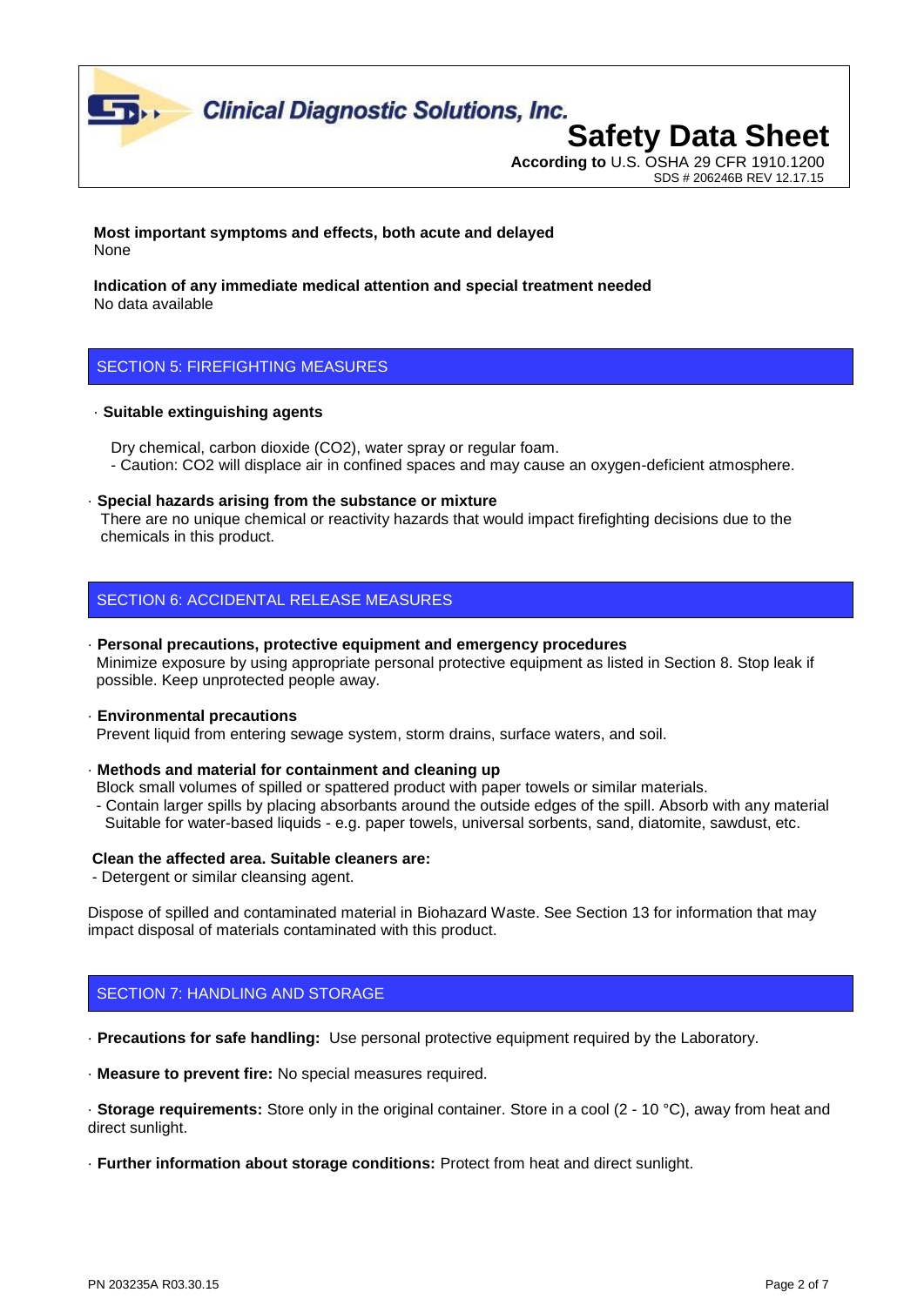**Most important symptoms and effects, both acute and delayed**
None

**Indication of any immediate medical attention and special treatment needed**
No data available

## SECTION 5: FIREFIGHTING MEASURES

· **Suitable extinguishing agents**

Dry chemical, carbon dioxide ($CO_2$), water spray or regular foam.
- Caution: $CO_2$ will displace air in confined spaces and may cause an oxygen-deficient atmosphere.

· **Special hazards arising from the substance or mixture**
There are no unique chemical or reactivity hazards that would impact firefighting decisions due to the chemicals in this product.

## SECTION 6: ACCIDENTAL RELEASE MEASURES

· **Personal precautions, protective equipment and emergency procedures**
Minimize exposure by using appropriate personal protective equipment as listed in Section 8. Stop leak if possible. Keep unprotected people away.

· **Environmental precautions**
Prevent liquid from entering sewage system, storm drains, surface waters, and soil.

· **Methods and material for containment and cleaning up**
Block small volumes of spilled or spattered product with paper towels or similar materials.
- Contain larger spills by placing absorbants around the outside edges of the spill. Absorb with any material Suitable for water-based liquids - e.g. paper towels, universal sorbents, sand, diatomite, sawdust, etc.

**Clean the affected area. Suitable cleaners are:**
- Detergent or similar cleansing agent.

Dispose of spilled and contaminated material in Biohazard Waste. See Section 13 for information that may impact disposal of materials contaminated with this product.

## SECTION 7: HANDLING AND STORAGE

· **Precautions for safe handling:** Use personal protective equipment required by the Laboratory.

· **Measure to prevent fire:** No special measures required.

· **Storage requirements:** Store only in the original container. Store in a cool (2 - 10 °C), away from heat and direct sunlight.

· **Further information about storage conditions:** Protect from heat and direct sunlight.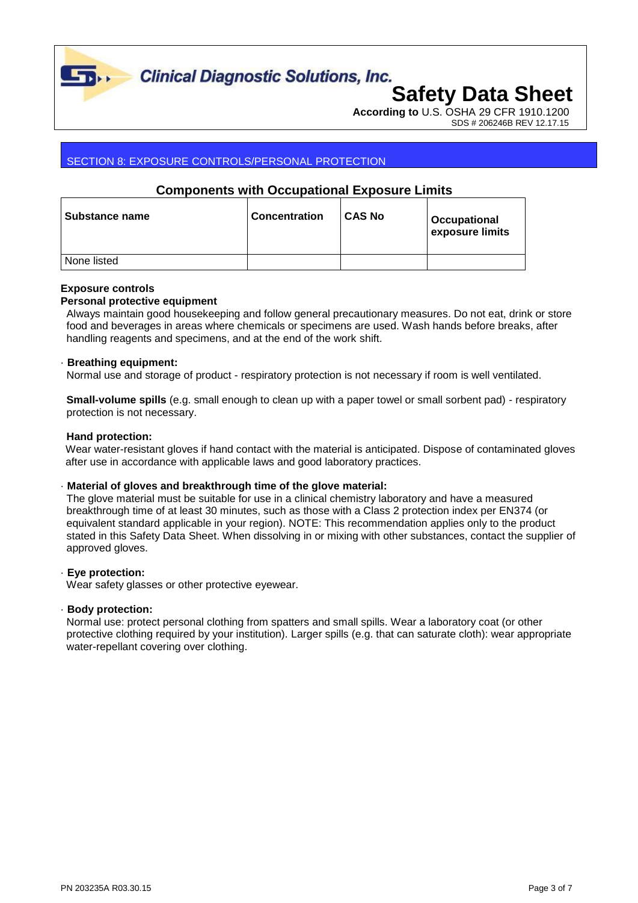## SECTION 8: EXPOSURE CONTROLS/PERSONAL PROTECTION

### Components with Occupational Exposure Limits

| Substance name | Concentration | CAS No | Occupational exposure limits |
|---|---|---|---|
| None listed | | | |

**Exposure controls**

**Personal protective equipment**

Always maintain good housekeeping and follow general precautionary measures. Do not eat, drink or store food and beverages in areas where chemicals or specimens are used. Wash hands before breaks, after handling reagents and specimens, and at the end of the work shift.

· **Breathing equipment:**

Normal use and storage of product - respiratory protection is not necessary if room is well ventilated.

**Small-volume spills** (e.g. small enough to clean up with a paper towel or small sorbent pad) - respiratory protection is not necessary.

**Hand protection:**

Wear water-resistant gloves if hand contact with the material is anticipated. Dispose of contaminated gloves after use in accordance with applicable laws and good laboratory practices.

· **Material of gloves and breakthrough time of the glove material:**

The glove material must be suitable for use in a clinical chemistry laboratory and have a measured breakthrough time of at least 30 minutes, such as those with a Class 2 protection index per EN374 (or equivalent standard applicable in your region). NOTE: This recommendation applies only to the product stated in this Safety Data Sheet. When dissolving in or mixing with other substances, contact the supplier of approved gloves.

· **Eye protection:**

Wear safety glasses or other protective eyewear.

· **Body protection:**

Normal use: protect personal clothing from spatters and small spills. Wear a laboratory coat (or other protective clothing required by your institution). Larger spills (e.g. that can saturate cloth): wear appropriate water-repellant covering over clothing.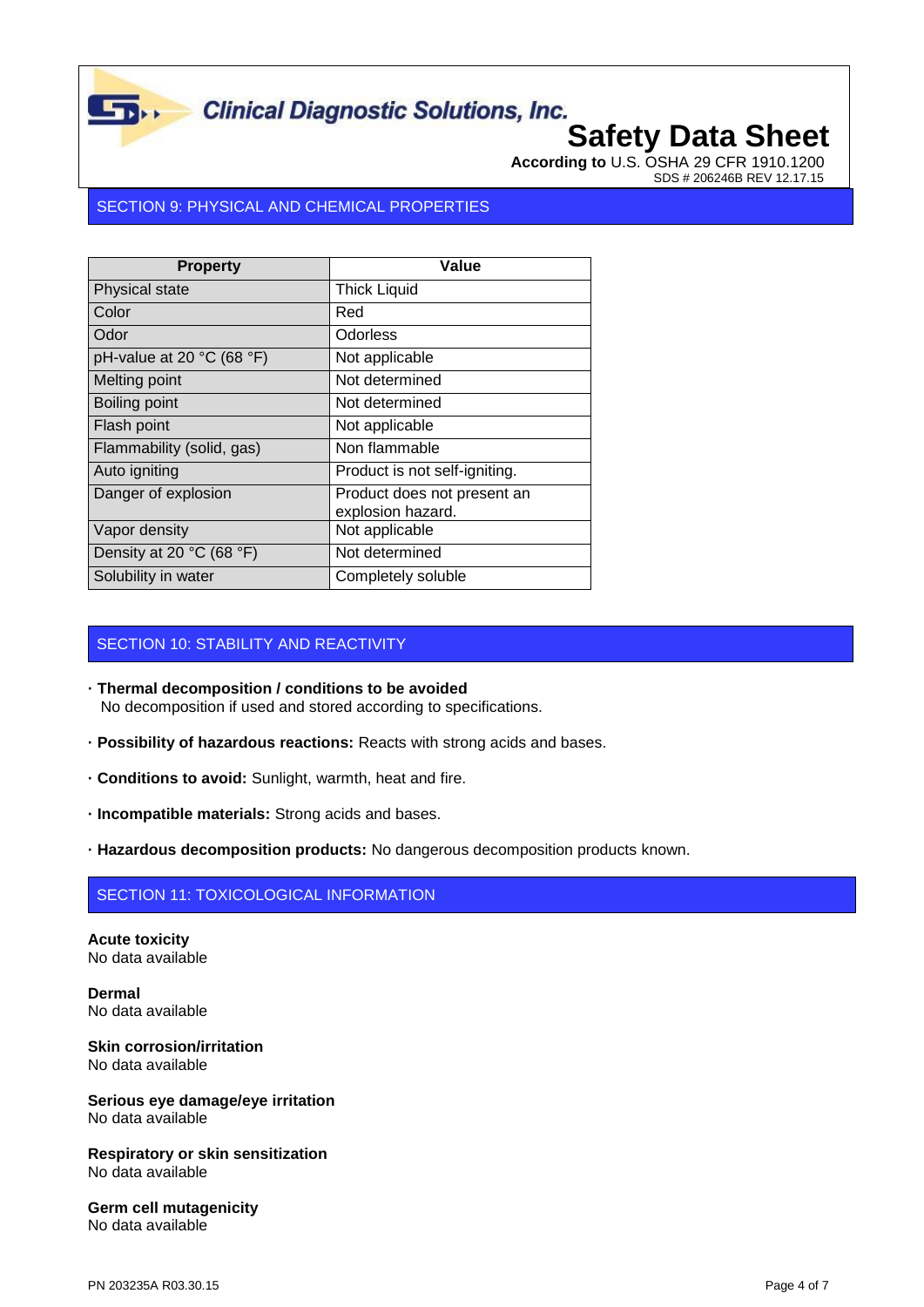## SECTION 9: PHYSICAL AND CHEMICAL PROPERTIES

| Property | Value |
|---|---|
| Physical state | Thick Liquid |
| Color | Red |
| Odor | Odorless |
| pH-value at 20 °C (68 °F) | Not applicable |
| Melting point | Not determined |
| Boiling point | Not determined |
| Flash point | Not applicable |
| Flammability (solid, gas) | Non flammable |
| Auto igniting | Product is not self-igniting. |
| Danger of explosion | Product does not present an explosion hazard. |
| Vapor density | Not applicable |
| Density at 20 °C (68 °F) | Not determined |
| Solubility in water | Completely soluble |

## SECTION 10: STABILITY AND REACTIVITY

· **Thermal decomposition / conditions to be avoided**
No decomposition if used and stored according to specifications.

· **Possibility of hazardous reactions:** Reacts with strong acids and bases.

· **Conditions to avoid:** Sunlight, warmth, heat and fire.

· **Incompatible materials:** Strong acids and bases.

· **Hazardous decomposition products:** No dangerous decomposition products known.

## SECTION 11: TOXICOLOGICAL INFORMATION

**Acute toxicity**
No data available

**Dermal**
No data available

**Skin corrosion/irritation**
No data available

**Serious eye damage/eye irritation**
No data available

**Respiratory or skin sensitization**
No data available

**Germ cell mutagenicity**
No data available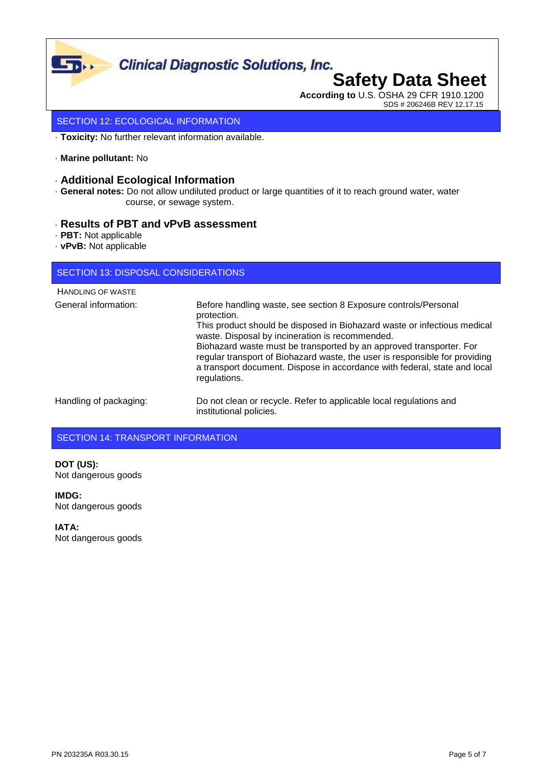## SECTION 12: ECOLOGICAL INFORMATION

· **Toxicity:** No further relevant information available.

· **Marine pollutant:** No

### · Additional Ecological Information

· **General notes:** Do not allow undiluted product or large quantities of it to reach ground water, water course, or sewage system.

### · Results of PBT and vPvB assessment

· **PBT:** Not applicable
· **vPvB:** Not applicable

## SECTION 13: DISPOSAL CONSIDERATIONS

HANDLING OF WASTE

| | |
|---|---|
| General information: | Before handling waste, see section 8 Exposure controls/Personal protection. This product should be disposed in Biohazard waste or infectious medical waste. Disposal by incineration is recommended. Biohazard waste must be transported by an approved transporter. For regular transport of Biohazard waste, the user is responsible for providing a transport document. Dispose in accordance with federal, state and local regulations. |
| Handling of packaging: | Do not clean or recycle. Refer to applicable local regulations and institutional policies. |

## SECTION 14: TRANSPORT INFORMATION

**DOT (US):**
Not dangerous goods

**IMDG:**
Not dangerous goods

**IATA:**
Not dangerous goods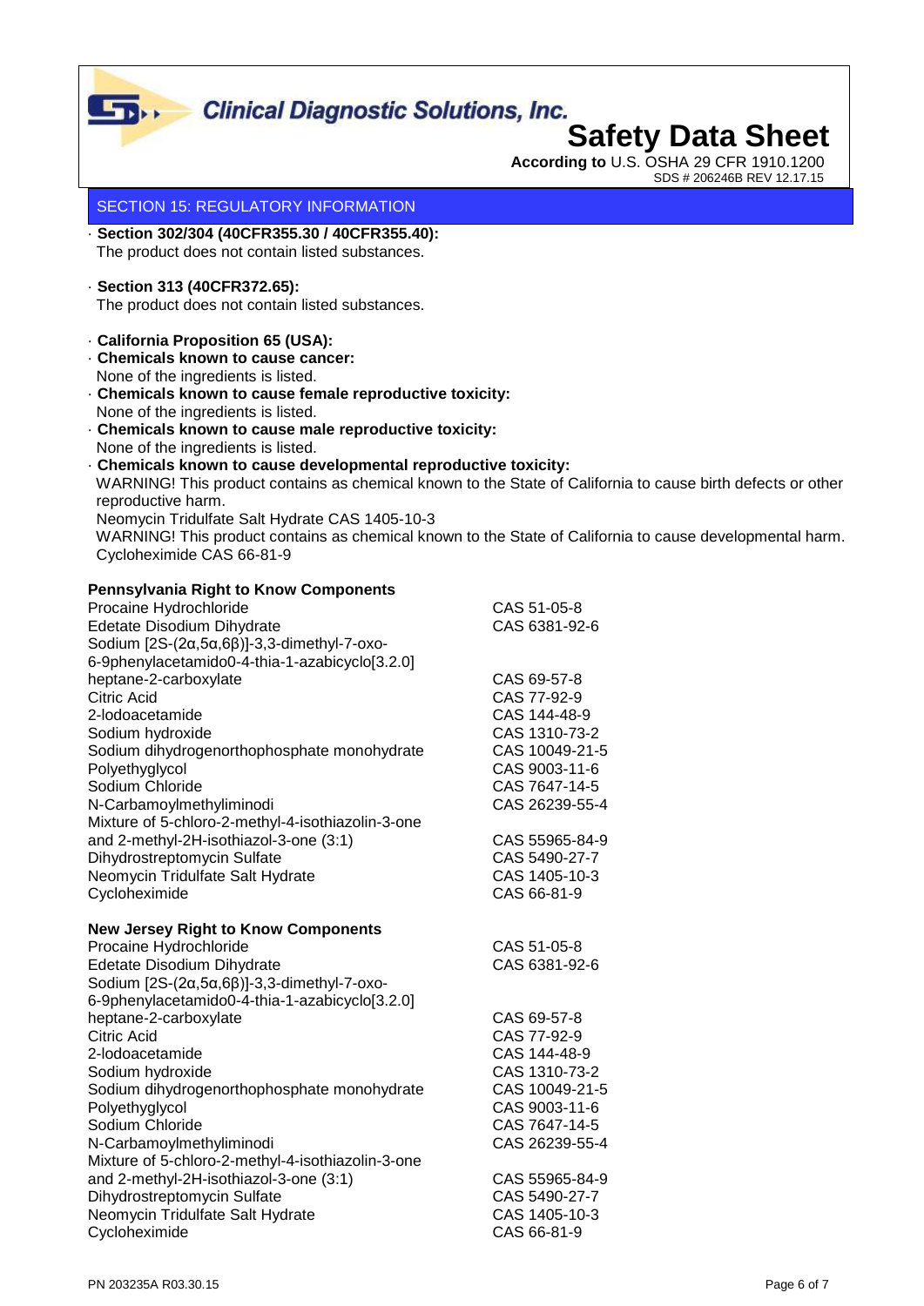## SECTION 15: REGULATORY INFORMATION

- **Section 302/304 (40CFR355.30 / 40CFR355.40):**
  The product does not contain listed substances.

- **Section 313 (40CFR372.65):**
  The product does not contain listed substances.

- **California Proposition 65 (USA):**
- **Chemicals known to cause cancer:**
  None of the ingredients is listed.
- **Chemicals known to cause female reproductive toxicity:**
  None of the ingredients is listed.
- **Chemicals known to cause male reproductive toxicity:**
  None of the ingredients is listed.
- **Chemicals known to cause developmental reproductive toxicity:**
  WARNING! This product contains as chemical known to the State of California to cause birth defects or other reproductive harm.
  Neomycin Tridulfate Salt Hydrate CAS 1405-10-3
  WARNING! This product contains as chemical known to the State of California to cause developmental harm.
  Cycloheximide CAS 66-81-9

**Pennsylvania Right to Know Components**

| Component | CAS |
|---|---|
| Procaine Hydrochloride | CAS 51-05-8 |
| Edetate Disodium Dihydrate | CAS 6381-92-6 |
| Sodium [2S-(2α,5α,6β)]-3,3-dimethyl-7-oxo-6-9phenylacetamido0-4-thia-1-azabicyclo[3.2.0] heptane-2-carboxylate | CAS 69-57-8 |
| Citric Acid | CAS 77-92-9 |
| 2-Iodoacetamide | CAS 144-48-9 |
| Sodium hydroxide | CAS 1310-73-2 |
| Sodium dihydrogenorthophosphate monohydrate | CAS 10049-21-5 |
| Polyethyglycol | CAS 9003-11-6 |
| Sodium Chloride | CAS 7647-14-5 |
| N-Carbamoylmethyliminodi | CAS 26239-55-4 |
| Mixture of 5-chloro-2-methyl-4-isothiazolin-3-one and 2-methyl-2H-isothiazol-3-one (3:1) | CAS 55965-84-9 |
| Dihydrostreptomycin Sulfate | CAS 5490-27-7 |
| Neomycin Tridulfate Salt Hydrate | CAS 1405-10-3 |
| Cycloheximide | CAS 66-81-9 |

**New Jersey Right to Know Components**

| Component | CAS |
|---|---|
| Procaine Hydrochloride | CAS 51-05-8 |
| Edetate Disodium Dihydrate | CAS 6381-92-6 |
| Sodium [2S-(2α,5α,6β)]-3,3-dimethyl-7-oxo-6-9phenylacetamido0-4-thia-1-azabicyclo[3.2.0] heptane-2-carboxylate | CAS 69-57-8 |
| Citric Acid | CAS 77-92-9 |
| 2-Iodoacetamide | CAS 144-48-9 |
| Sodium hydroxide | CAS 1310-73-2 |
| Sodium dihydrogenorthophosphate monohydrate | CAS 10049-21-5 |
| Polyethyglycol | CAS 9003-11-6 |
| Sodium Chloride | CAS 7647-14-5 |
| N-Carbamoylmethyliminodi | CAS 26239-55-4 |
| Mixture of 5-chloro-2-methyl-4-isothiazolin-3-one and 2-methyl-2H-isothiazol-3-one (3:1) | CAS 55965-84-9 |
| Dihydrostreptomycin Sulfate | CAS 5490-27-7 |
| Neomycin Tridulfate Salt Hydrate | CAS 1405-10-3 |
| Cycloheximide | CAS 66-81-9 |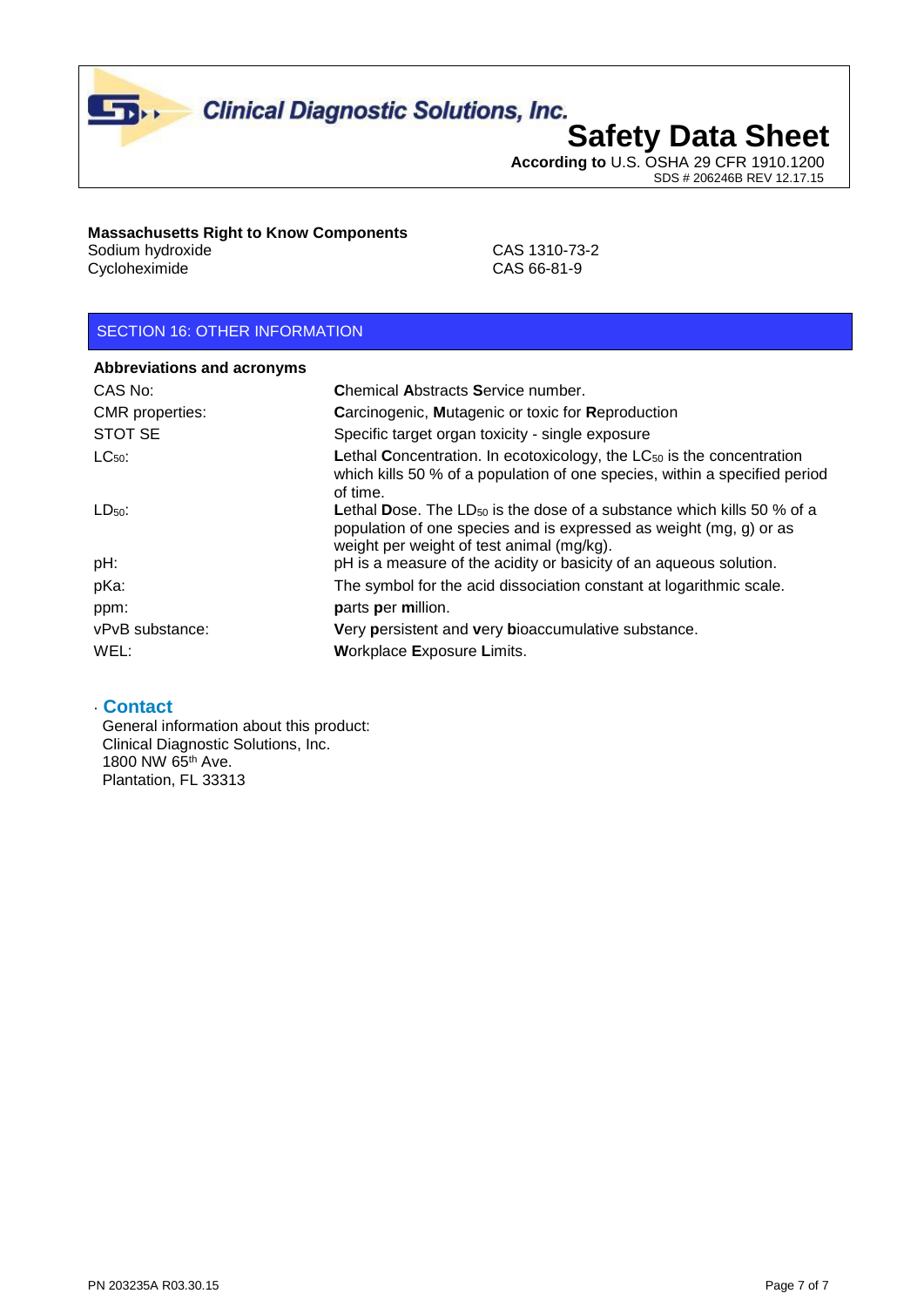**Massachusetts Right to Know Components**

| | |
|---|---|
| Sodium hydroxide | CAS 1310-73-2 |
| Cycloheximide | CAS 66-81-9 |

## SECTION 16: OTHER INFORMATION

**Abbreviations and acronyms**

| | |
|---|---|
| CAS No: | **C**hemical **A**bstracts **S**ervice number. |
| CMR properties: | **C**arcinogenic, **M**utagenic or toxic for **R**eproduction |
| STOT SE | Specific target organ toxicity - single exposure |
| $LC_{50}$: | **L**ethal **C**oncentration. In ecotoxicology, the $LC_{50}$ is the concentration which kills 50 % of a population of one species, within a specified period of time. |
| $LD_{50}$: | **L**ethal **D**ose. The $LD_{50}$ is the dose of a substance which kills 50 % of a population of one species and is expressed as weight (mg, g) or as weight per weight of test animal (mg/kg). |
| pH: | pH is a measure of the acidity or basicity of an aqueous solution. |
| pKa: | The symbol for the acid dissociation constant at logarithmic scale. |
| ppm: | **p**arts **p**er **m**illion. |
| vPvB substance: | **V**ery **p**ersistent and **v**ery **b**ioaccumulative substance. |
| WEL: | **W**orkplace **E**xposure **L**imits. |

· **Contact**

General information about this product:
Clinical Diagnostic Solutions, Inc.
1800 NW 65th Ave.
Plantation, FL 33313

PN 203235A R03.30.15